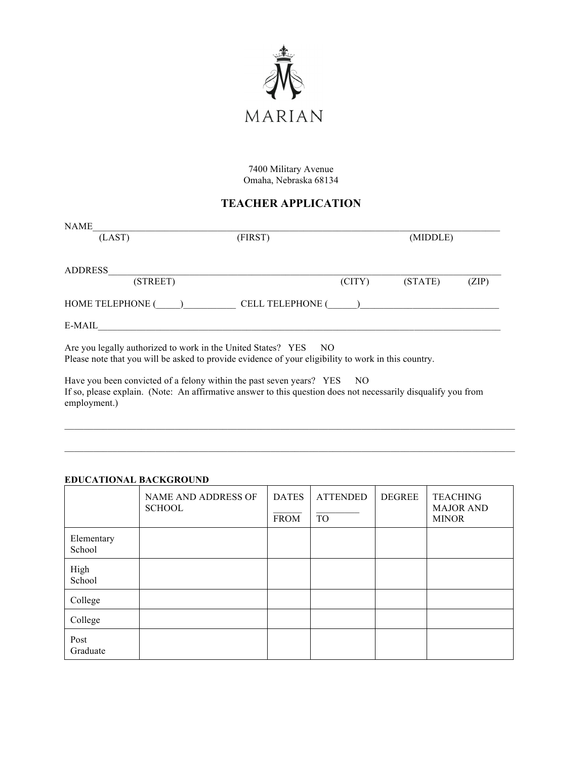MARIAN

7400 Military Avenue
Omaha, Nebraska 68134

# TEACHER APPLICATION

NAME_______________________________________________________________________________
(LAST) (FIRST) (MIDDLE)

ADDRESS____________________________________________________________________________
(STREET) (CITY) (STATE) (ZIP)

HOME TELEPHONE (_____)___________ CELL TELEPHONE (______)_____________________________

E-MAIL______________________________________________________________________________

Are you legally authorized to work in the United States? YES NO
Please note that you will be asked to provide evidence of your eligibility to work in this country.

Have you been convicted of a felony within the past seven years? YES NO
If so, please explain. (Note: An affirmative answer to this question does not necessarily disqualify you from employment.)

_____________________________________________________________________________________

_____________________________________________________________________________________

**EDUCATIONAL BACKGROUND**

| | NAME AND ADDRESS OF SCHOOL | DATES ______ FROM | ATTENDED _________ TO | DEGREE | TEACHING MAJOR AND MINOR |
|---|---|---|---|---|---|
| Elementary School | | | | | |
| High School | | | | | |
| College | | | | | |
| College | | | | | |
| Post Graduate | | | | | |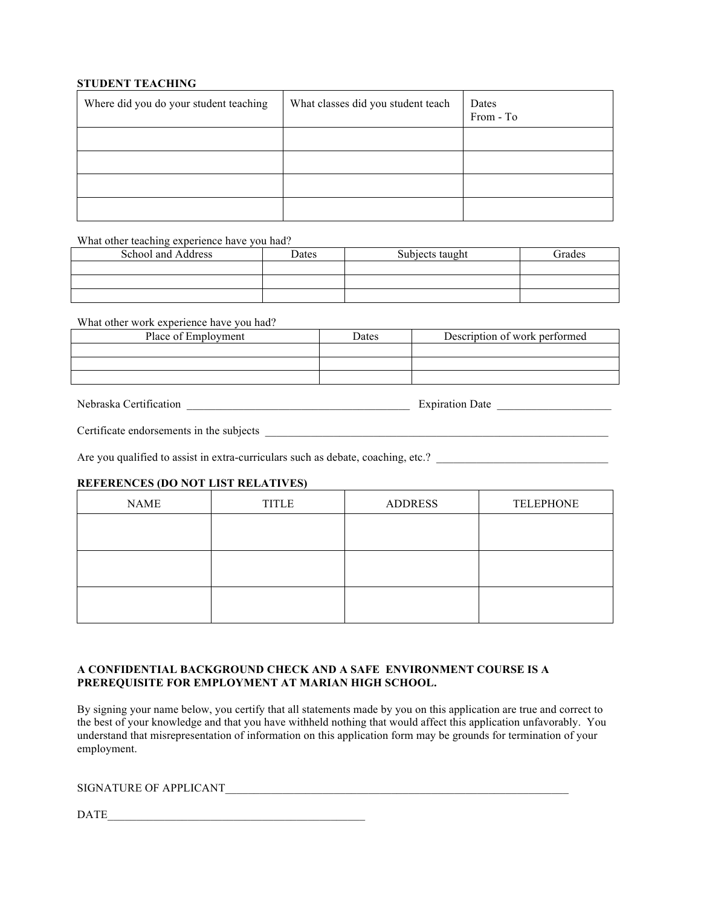**STUDENT TEACHING**

| Where did you do your student teaching | What classes did you student teach | Dates From - To |
|---|---|---|
| | | |
| | | |
| | | |
| | | |

What other teaching experience have you had?

| School and Address | Dates | Subjects taught | Grades |
|---|---|---|---|
| | | | |
| | | | |
| | | | |

What other work experience have you had?

| Place of Employment | Dates | Description of work performed |
|---|---|---|
| | | |
| | | |
| | | |

Nebraska Certification ______________________________________ Expiration Date ____________________

Certificate endorsements in the subjects ______________________________________________________________

Are you qualified to assist in extra-curriculars such as debate, coaching, etc.? ______________________________

**REFERENCES (DO NOT LIST RELATIVES)**

| NAME | TITLE | ADDRESS | TELEPHONE |
|---|---|---|---|
| | | | |
| | | | |
| | | | |

**A CONFIDENTIAL BACKGROUND CHECK AND A SAFE ENVIRONMENT COURSE IS A PREREQUISITE FOR EMPLOYMENT AT MARIAN HIGH SCHOOL.**

By signing your name below, you certify that all statements made by you on this application are true and correct to the best of your knowledge and that you have withheld nothing that would affect this application unfavorably. You understand that misrepresentation of information on this application form may be grounds for termination of your employment.

SIGNATURE OF APPLICANT_____________________________________________________________

DATE_____________________________________________